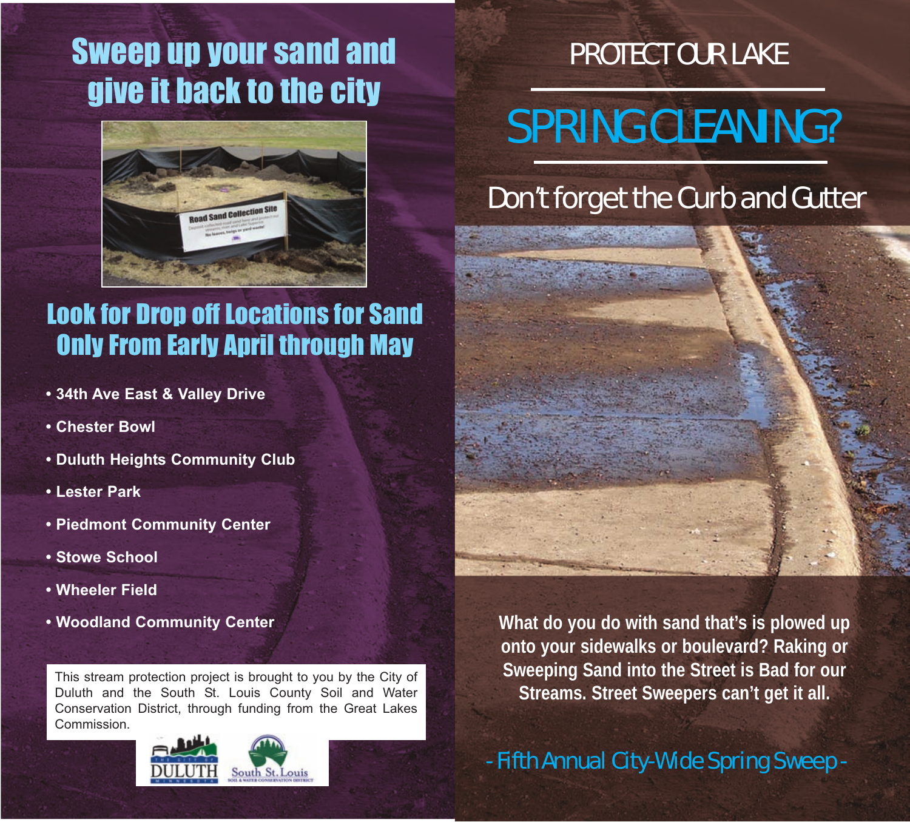# Sweep up your sand and give it back to the city

## Look for Drop off Locations for Sand Only From Early April through May

- 34th Ave East & Valley Drive
- Chester Bowl
- Duluth Heights Community Club
- Lester Park
- Piedmont Community Center
- Stowe School
- Wheeler Field
- Woodland Community Center

This stream protection project is brought to you by the City of Duluth and the South St. Louis County Soil and Water Conservation District, through funding from the Great Lakes Commission.

# PROTECT OUR LAKE

# SPRING CLEANING?

## Don't forget the Curb and Gutter

**What do you do with sand that's is plowed up onto your sidewalks or boulevard? Raking or Sweeping Sand into the Street is Bad for our Streams. Street Sweepers can't get it all.**

- Fifth Annual City-Wide Spring Sweep -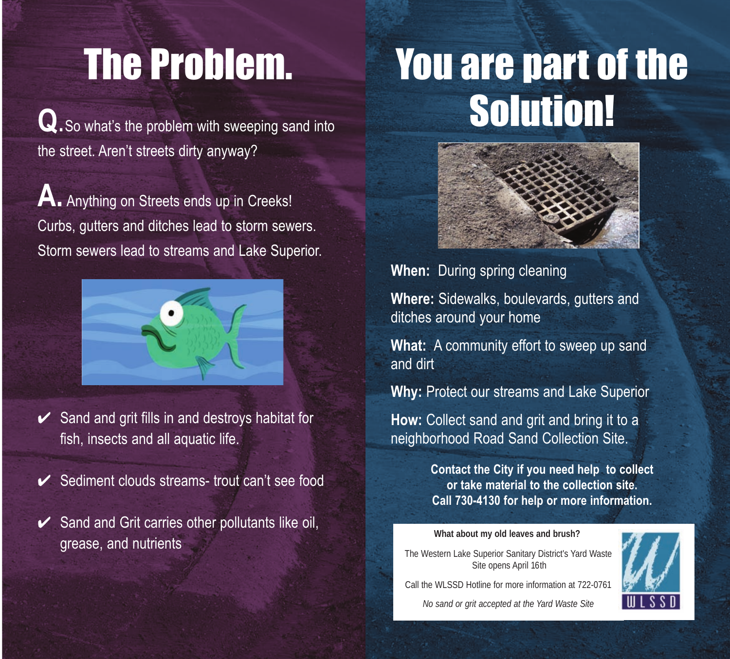# The Problem.

**Q.** So what's the problem with sweeping sand into the street. Aren't streets dirty anyway?

**A.** Anything on Streets ends up in Creeks! Curbs, gutters and ditches lead to storm sewers. Storm sewers lead to streams and Lake Superior.

- ✔ Sand and grit fills in and destroys habitat for fish, insects and all aquatic life.
- ✔ Sediment clouds streams- trout can't see food
- ✔ Sand and Grit carries other pollutants like oil, grease, and nutrients

# You are part of the Solution!

**When:** During spring cleaning

**Where:** Sidewalks, boulevards, gutters and ditches around your home

**What:** A community effort to sweep up sand and dirt

**Why:** Protect our streams and Lake Superior

**How:** Collect sand and grit and bring it to a neighborhood Road Sand Collection Site.

**Contact the City if you need help to collect or take material to the collection site. Call 730-4130 for help or more information.**

**What about my old leaves and brush?**

The Western Lake Superior Sanitary District's Yard Waste Site opens April 16th

Call the WLSSD Hotline for more information at 722-0761

*No sand or grit accepted at the Yard Waste Site*

WLSSD